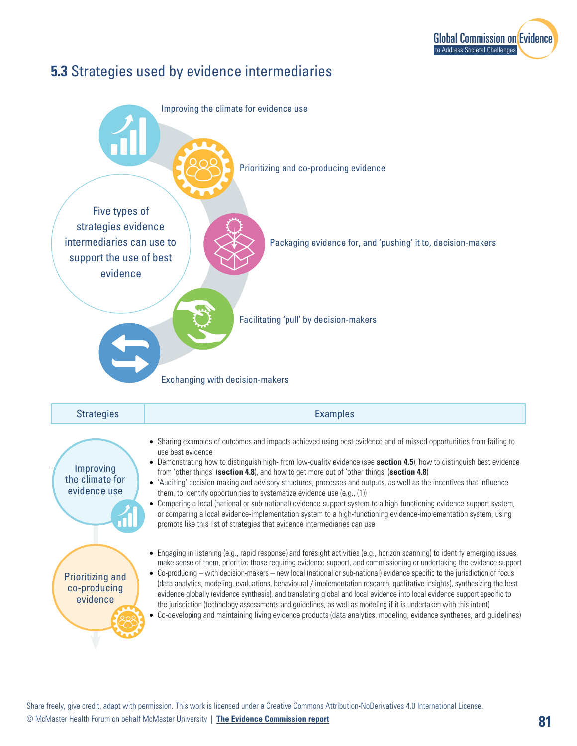## 5.3 Strategies used by evidence intermediaries

Five types of strategies evidence intermediaries can use to support the use of best evidence

- Improving the climate for evidence use
- Prioritizing and co-producing evidence
- Packaging evidence for, and 'pushing' it to, decision-makers
- Facilitating 'pull' by decision-makers
- Exchanging with decision-makers

| Strategies | Examples |
| --- | --- |
| Improving the climate for evidence use | • Sharing examples of outcomes and impacts achieved using best evidence and of missed opportunities from failing to use best evidence<br>• Demonstrating how to distinguish high- from low-quality evidence (see **section 4.5**), how to distinguish best evidence from 'other things' (**section 4.8**), and how to get more out of 'other things' (**section 4.8**)<br>• 'Auditing' decision-making and advisory structures, processes and outputs, as well as the incentives that influence them, to identify opportunities to systematize evidence use (e.g., (1))<br>• Comparing a local (national or sub-national) evidence-support system to a high-functioning evidence-support system, or comparing a local evidence-implementation system to a high-functioning evidence-implementation system, using prompts like this list of strategies that evidence intermediaries can use |
| Prioritizing and co-producing evidence | • Engaging in listening (e.g., rapid response) and foresight activities (e.g., horizon scanning) to identify emerging issues, make sense of them, prioritize those requiring evidence support, and commissioning or undertaking the evidence support<br>• Co-producing – with decision-makers – new local (national or sub-national) evidence specific to the jurisdiction of focus (data analytics, modeling, evaluations, behavioural / implementation research, qualitative insights), synthesizing the best evidence globally (evidence synthesis), and translating global and local evidence into local evidence support specific to the jurisdiction (technology assessments and guidelines, as well as modeling if it is undertaken with this intent)<br>• Co-developing and maintaining living evidence products (data analytics, modeling, evidence syntheses, and guidelines) |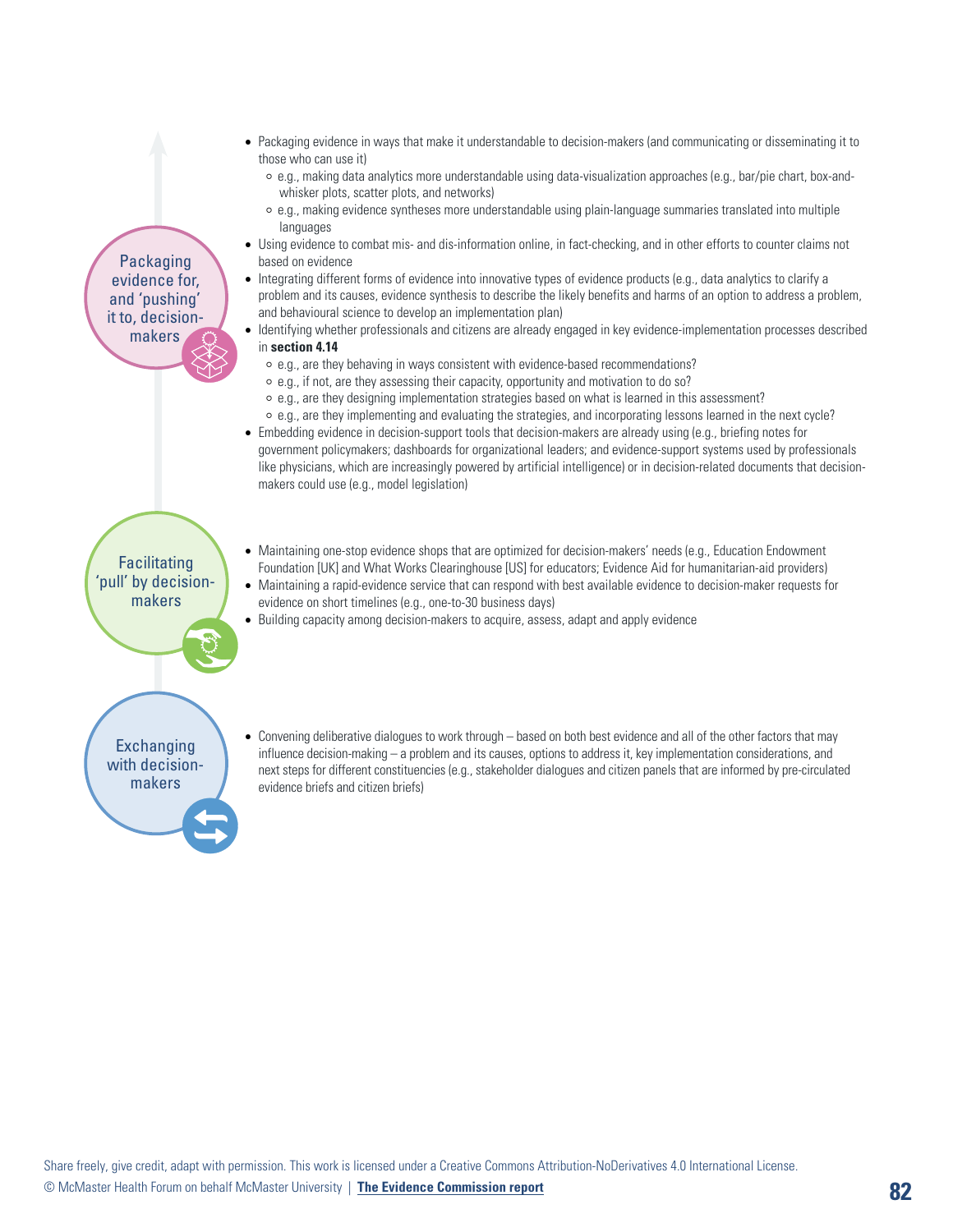**Packaging evidence for, and 'pushing' it to, decision-makers**

- Packaging evidence in ways that make it understandable to decision-makers (and communicating or disseminating it to those who can use it)
  - e.g., making data analytics more understandable using data-visualization approaches (e.g., bar/pie chart, box-and-whisker plots, scatter plots, and networks)
  - e.g., making evidence syntheses more understandable using plain-language summaries translated into multiple languages
- Using evidence to combat mis- and dis-information online, in fact-checking, and in other efforts to counter claims not based on evidence
- Integrating different forms of evidence into innovative types of evidence products (e.g., data analytics to clarify a problem and its causes, evidence synthesis to describe the likely benefits and harms of an option to address a problem, and behavioural science to develop an implementation plan)
- Identifying whether professionals and citizens are already engaged in key evidence-implementation processes described in **section 4.14**
  - e.g., are they behaving in ways consistent with evidence-based recommendations?
  - e.g., if not, are they assessing their capacity, opportunity and motivation to do so?
  - e.g., are they designing implementation strategies based on what is learned in this assessment?
  - e.g., are they implementing and evaluating the strategies, and incorporating lessons learned in the next cycle?
- Embedding evidence in decision-support tools that decision-makers are already using (e.g., briefing notes for government policymakers; dashboards for organizational leaders; and evidence-support systems used by professionals like physicians, which are increasingly powered by artificial intelligence) or in decision-related documents that decision-makers could use (e.g., model legislation)

**Facilitating 'pull' by decision-makers**

- Maintaining one-stop evidence shops that are optimized for decision-makers' needs (e.g., Education Endowment Foundation [UK] and What Works Clearinghouse [US] for educators; Evidence Aid for humanitarian-aid providers)
- Maintaining a rapid-evidence service that can respond with best available evidence to decision-maker requests for evidence on short timelines (e.g., one-to-30 business days)
- Building capacity among decision-makers to acquire, assess, adapt and apply evidence

**Exchanging with decision-makers**

- Convening deliberative dialogues to work through – based on both best evidence and all of the other factors that may influence decision-making – a problem and its causes, options to address it, key implementation considerations, and next steps for different constituencies (e.g., stakeholder dialogues and citizen panels that are informed by pre-circulated evidence briefs and citizen briefs)